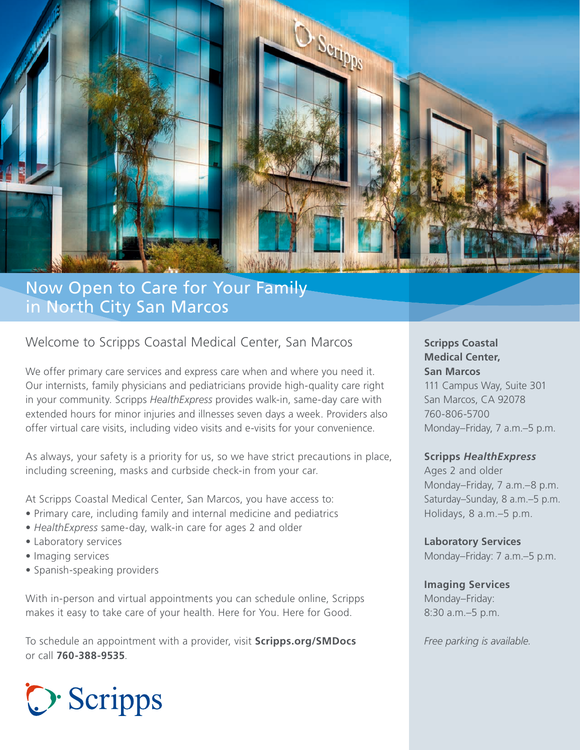# Now Open to Care for Your Family in North City San Marcos

## Welcome to Scripps Coastal Medical Center, San Marcos

We offer primary care services and express care when and where you need it. Our internists, family physicians and pediatricians provide high-quality care right in your community. Scripps *HealthExpress* provides walk-in, same-day care with extended hours for minor injuries and illnesses seven days a week. Providers also offer virtual care visits, including video visits and e-visits for your convenience.

As always, your safety is a priority for us, so we have strict precautions in place, including screening, masks and curbside check-in from your car.

At Scripps Coastal Medical Center, San Marcos, you have access to:

- Primary care, including family and internal medicine and pediatrics
- *HealthExpress* same-day, walk-in care for ages 2 and older
- Laboratory services
- Imaging services
- Spanish-speaking providers

With in-person and virtual appointments you can schedule online, Scripps makes it easy to take care of your health. Here for You. Here for Good.

To schedule an appointment with a provider, visit **Scripps.org/SMDocs** or call **760-388-9535**.

Scripps

**Scripps Coastal Medical Center, San Marcos**
111 Campus Way, Suite 301
San Marcos, CA 92078
760-806-5700
Monday–Friday, 7 a.m.–5 p.m.

**Scripps *HealthExpress***
Ages 2 and older
Monday–Friday, 7 a.m.–8 p.m.
Saturday–Sunday, 8 a.m.–5 p.m.
Holidays, 8 a.m.–5 p.m.

**Laboratory Services**
Monday–Friday: 7 a.m.–5 p.m.

**Imaging Services**
Monday–Friday:
8:30 a.m.–5 p.m.

*Free parking is available.*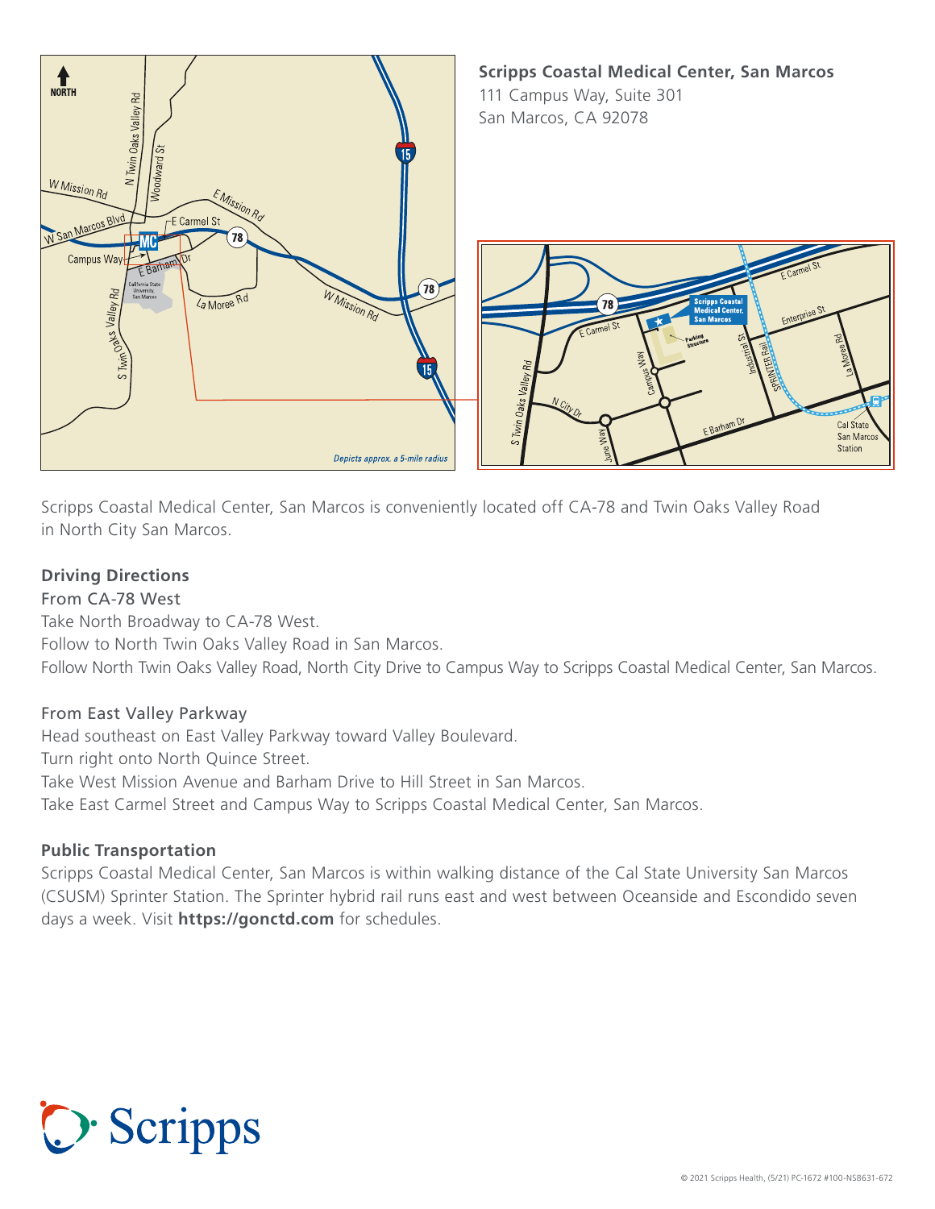**Scripps Coastal Medical Center, San Marcos**
111 Campus Way, Suite 301
San Marcos, CA 92078

Scripps Coastal Medical Center, San Marcos is conveniently located off CA-78 and Twin Oaks Valley Road in North City San Marcos.

**Driving Directions**

From CA-78 West

Take North Broadway to CA-78 West.
Follow to North Twin Oaks Valley Road in San Marcos.
Follow North Twin Oaks Valley Road, North City Drive to Campus Way to Scripps Coastal Medical Center, San Marcos.

From East Valley Parkway

Head southeast on East Valley Parkway toward Valley Boulevard.
Turn right onto North Quince Street.
Take West Mission Avenue and Barham Drive to Hill Street in San Marcos.
Take East Carmel Street and Campus Way to Scripps Coastal Medical Center, San Marcos.

**Public Transportation**

Scripps Coastal Medical Center, San Marcos is within walking distance of the Cal State University San Marcos (CSUSM) Sprinter Station. The Sprinter hybrid rail runs east and west between Oceanside and Escondido seven days a week. Visit **https://gonctd.com** for schedules.

Scripps

© 2021 Scripps Health, (5/21) PC-1672 #100-NS8631-672